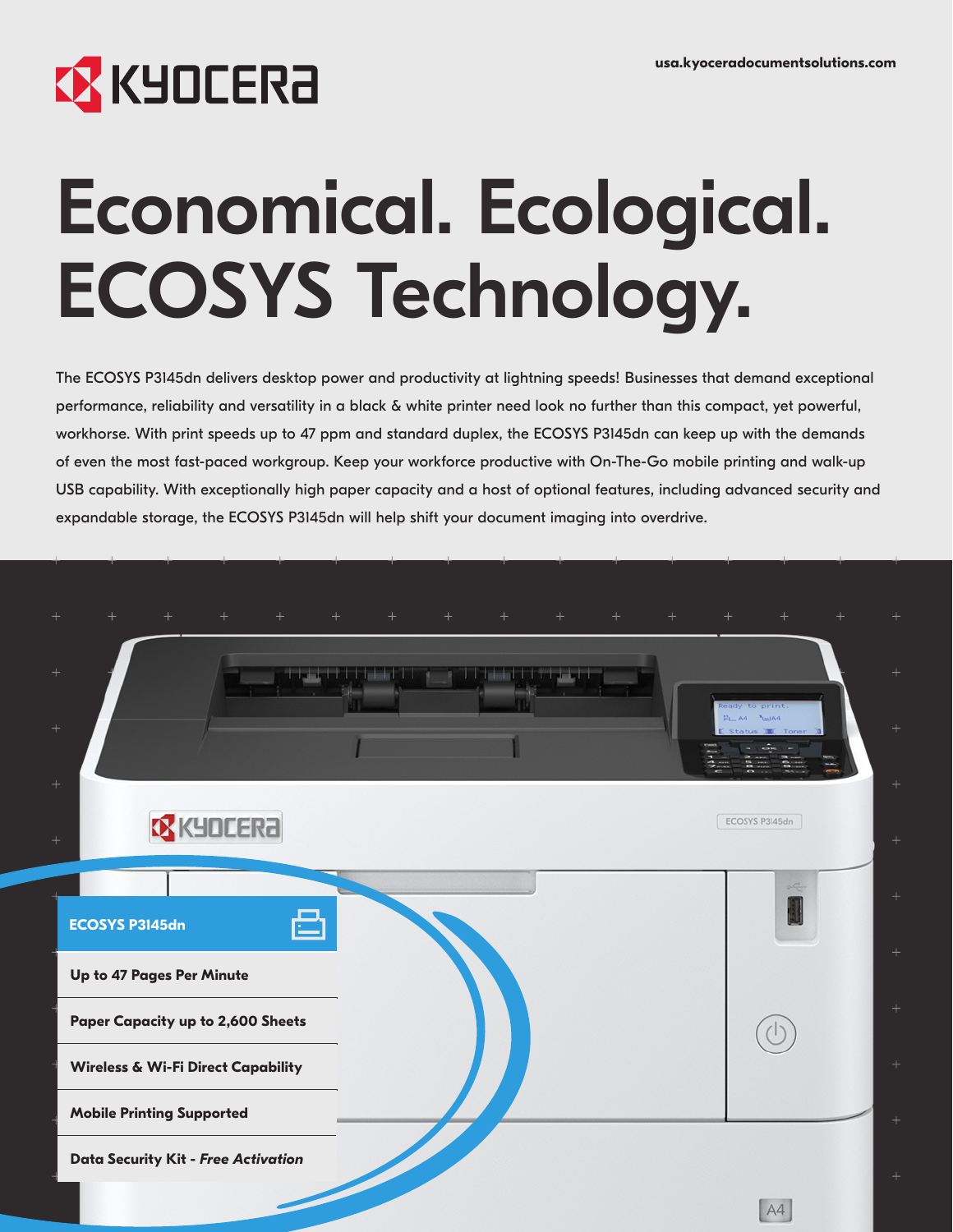usa.kyoceradocumentsolutions.com

# Economical. Ecological. ECOSYS Technology.

The ECOSYS P3145dn delivers desktop power and productivity at lightning speeds! Businesses that demand exceptional performance, reliability and versatility in a black & white printer need look no further than this compact, yet powerful, workhorse. With print speeds up to 47 ppm and standard duplex, the ECOSYS P3145dn can keep up with the demands of even the most fast-paced workgroup. Keep your workforce productive with On-The-Go mobile printing and walk-up USB capability. With exceptionally high paper capacity and a host of optional features, including advanced security and expandable storage, the ECOSYS P3145dn will help shift your document imaging into overdrive.

## ECOSYS P3145dn

- **Up to 47 Pages Per Minute**
- **Paper Capacity up to 2,600 Sheets**
- **Wireless & Wi-Fi Direct Capability**
- **Mobile Printing Supported**
- **Data Security Kit - *Free Activation***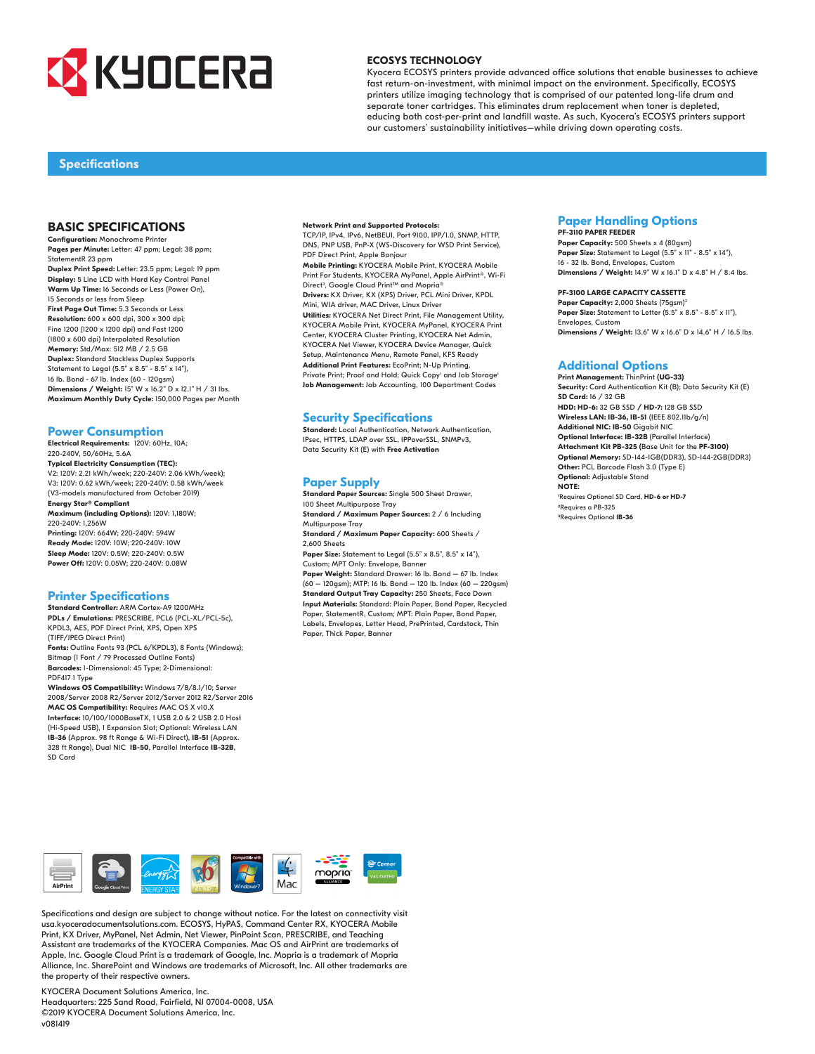## ECOSYS TECHNOLOGY

Kyocera ECOSYS printers provide advanced office solutions that enable businesses to achieve fast return-on-investment, with minimal impact on the environment. Specifically, ECOSYS printers utilize imaging technology that is comprised of our patented long-life drum and separate toner cartridges. This eliminates drum replacement when toner is depleted, educing both cost-per-print and landfill waste. As such, Kyocera's ECOSYS printers support our customers' sustainability initiatives—while driving down operating costs.

# Specifications

## BASIC SPECIFICATIONS

**Configuration:** Monochrome Printer
**Pages per Minute:** Letter: 47 ppm; Legal: 38 ppm; StatementR 23 ppm
**Duplex Print Speed:** Letter: 23.5 ppm; Legal: 19 ppm
**Display:** 5 Line LCD with Hard Key Control Panel
**Warm Up Time:** 16 Seconds or Less (Power On), 15 Seconds or less from Sleep
**First Page Out Time:** 5.3 Seconds or Less
**Resolution:** 600 x 600 dpi, 300 x 300 dpi; Fine 1200 (1200 x 1200 dpi) and Fast 1200 (1800 x 600 dpi) Interpolated Resolution
**Memory:** Std/Max: 512 MB / 2.5 GB
**Duplex:** Standard Stackless Duplex Supports Statement to Legal (5.5" x 8.5" - 8.5" x 14"), 16 lb. Bond - 67 lb. Index (60 - 120gsm)
**Dimensions / Weight:** 15" W x 16.2" D x 12.1" H / 31 lbs.
**Maximum Monthly Duty Cycle:** 150,000 Pages per Month

## Power Consumption

**Electrical Requirements:** 120V: 60Hz, 10A; 220-240V, 50/60Hz, 5.6A
**Typical Electricity Consumption (TEC):**
V2: 120V: 2.21 kWh/week; 220-240V: 2.06 kWh/week);
V3: 120V: 0.62 kWh/week; 220-240V: 0.58 kWh/week (V3-models manufactured from October 2019)
**Energy Star® Compliant**
**Maximum (including Options):** 120V: 1,180W; 220-240V: 1,256W
**Printing:** 120V: 664W; 220-240V: 594W
**Ready Mode:** 120V: 10W; 220-240V: 10W
**Sleep Mode:** 120V: 0.5W; 220-240V: 0.5W
**Power Off:** 120V: 0.05W; 220-240V: 0.08W

## Printer Specifications

**Standard Controller:** ARM Cortex-A9 1200MHz
**PDLs / Emulations:** PRESCRIBE, PCL6 (PCL-XL/PCL-5c), KPDL3, AES, PDF Direct Print, XPS, Open XPS (TIFF/JPEG Direct Print)
**Fonts:** Outline Fonts 93 (PCL 6/KPDL3), 8 Fonts (Windows); Bitmap (1 Font / 79 Processed Outline Fonts)
**Barcodes:** 1-Dimensional: 45 Type; 2-Dimensional: PDF417 1 Type
**Windows OS Compatibility:** Windows 7/8/8.1/10; Server 2008/Server 2008 R2/Server 2012/Server 2012 R2/Server 2016
**MAC OS Compatibility:** Requires MAC OS X v10.X
**Interface:** 10/100/1000BaseTX, 1 USB 2.0 & 2 USB 2.0 Host (Hi-Speed USB), 1 Expansion Slot; Optional: Wireless LAN **IB-36** (Approx. 98 ft Range & Wi-Fi Direct), **IB-51** (Approx. 328 ft Range), Dual NIC **IB-50**, Parallel Interface **IB-32B**, SD Card

**Network Print and Supported Protocols:** TCP/IP, IPv4, IPv6, NetBEUI, Port 9100, IPP/1.0, SNMP, HTTP, DNS, PNP USB, PnP-X (WS-Discovery for WSD Print Service), PDF Direct Print, Apple Bonjour
**Mobile Printing:** KYOCERA Mobile Print, KYOCERA Mobile Print For Students, KYOCERA MyPanel, Apple AirPrint®, Wi-Fi Direct[3], Google Cloud Print™ and Mopria®
**Drivers:** KX Driver, KX (XPS) Driver, PCL Mini Driver, KPDL Mini, WIA driver, MAC Driver, Linux Driver
**Utilities:** KYOCERA Net Direct Print, File Management Utility, KYOCERA Mobile Print, KYOCERA MyPanel, KYOCERA Print Center, KYOCERA Cluster Printing, KYOCERA Net Admin, KYOCERA Net Viewer, KYOCERA Device Manager, Quick Setup, Maintenance Menu, Remote Panel, KFS Ready
**Additional Print Features:** EcoPrint; N-Up Printing, Private Print; Proof and Hold; Quick Copy[1] and Job Storage[1]
**Job Management:** Job Accounting, 100 Department Codes

## Security Specifications

**Standard:** Local Authentication, Network Authentication, IPsec, HTTPS, LDAP over SSL, IPPoverSSL, SNMPv3, Data Security Kit (E) with **Free Activation**

## Paper Supply

**Standard Paper Sources:** Single 500 Sheet Drawer, 100 Sheet Multipurpose Tray
**Standard / Maximum Paper Sources:** 2 / 6 Including Multipurpose Tray
**Standard / Maximum Paper Capacity:** 600 Sheets / 2,600 Sheets
**Paper Size:** Statement to Legal (5.5" x 8.5", 8.5" x 14"), Custom; MPT Only: Envelope, Banner
**Paper Weight:** Standard Drawer: 16 lb. Bond — 67 lb. Index (60 — 120gsm); MTP: 16 lb. Bond — 120 lb. Index (60 — 220gsm)
**Standard Output Tray Capacity:** 250 Sheets, Face Down
**Input Materials:** Standard: Plain Paper, Bond Paper, Recycled Paper, StatementR, Custom; MPT: Plain Paper, Bond Paper, Labels, Envelopes, Letter Head, PrePrinted, Cardstock, Thin Paper, Thick Paper, Banner

## Paper Handling Options

**PF-3110 PAPER FEEDER**
**Paper Capacity:** 500 Sheets x 4 (80gsm)
**Paper Size:** Statement to Legal (5.5" x 11" - 8.5" x 14"), 16 - 32 lb. Bond, Envelopes, Custom
**Dimensions / Weight:** 14.9" W x 16.1" D x 4.8" H / 8.4 lbs.

**PF-3100 LARGE CAPACITY CASSETTE**
**Paper Capacity:** 2,000 Sheets (75gsm)[2]
**Paper Size:** Statement to Letter (5.5" x 8.5" - 8.5" x 11"), Envelopes, Custom
**Dimensions / Weight:** 13.6" W x 16.6" D x 14.6" H / 16.5 lbs.

## Additional Options

**Print Management:** ThinPrint **(UG-33)**
**Security:** Card Authentication Kit (B); Data Security Kit (E)
**SD Card:** 16 / 32 GB
**HDD: HD-6:** 32 GB SSD **/ HD-7:** 128 GB SSD
**Wireless LAN: IB-36, IB-51** (IEEE 802.11b/g/n)
**Additional NIC: IB-50** Gigabit NIC
**Optional Interface: IB-32B** (Parallel Interface)
**Attachment Kit PB-325** (Base Unit for the **PF-3100)**
**Optional Memory:** SD-144-1GB(DDR3), SD-144-2GB(DDR3)
**Other:** PCL Barcode Flash 3.0 (Type E)
**Optional:** Adjustable Stand
**NOTE:**
[1]Requires Optional SD Card, **HD-6 or HD-7**
[2]Requires a PB-325
[3]Requires Optional **IB-36**

AirPrint | Google Cloud Print | ENERGY STAR | IPv6 Ready | Compatible with Windows 7 | Mac | mopria Alliance | Cerner Validated

Specifications and design are subject to change without notice. For the latest on connectivity visit usa.kyoceradocumentsolutions.com. ECOSYS, HyPAS, Command Center RX, KYOCERA Mobile Print, KX Driver, MyPanel, Net Admin, Net Viewer, PinPoint Scan, PRESCRIBE, and Teaching Assistant are trademarks of the KYOCERA Companies. Mac OS and AirPrint are trademarks of Apple, Inc. Google Cloud Print is a trademark of Google, Inc. Mopria is a trademark of Mopria Alliance, Inc. SharePoint and Windows are trademarks of Microsoft, Inc. All other trademarks are the property of their respective owners.

KYOCERA Document Solutions America, Inc.
Headquarters: 225 Sand Road, Fairfield, NJ 07004-0008, USA
©2019 KYOCERA Document Solutions America, Inc.
v081419